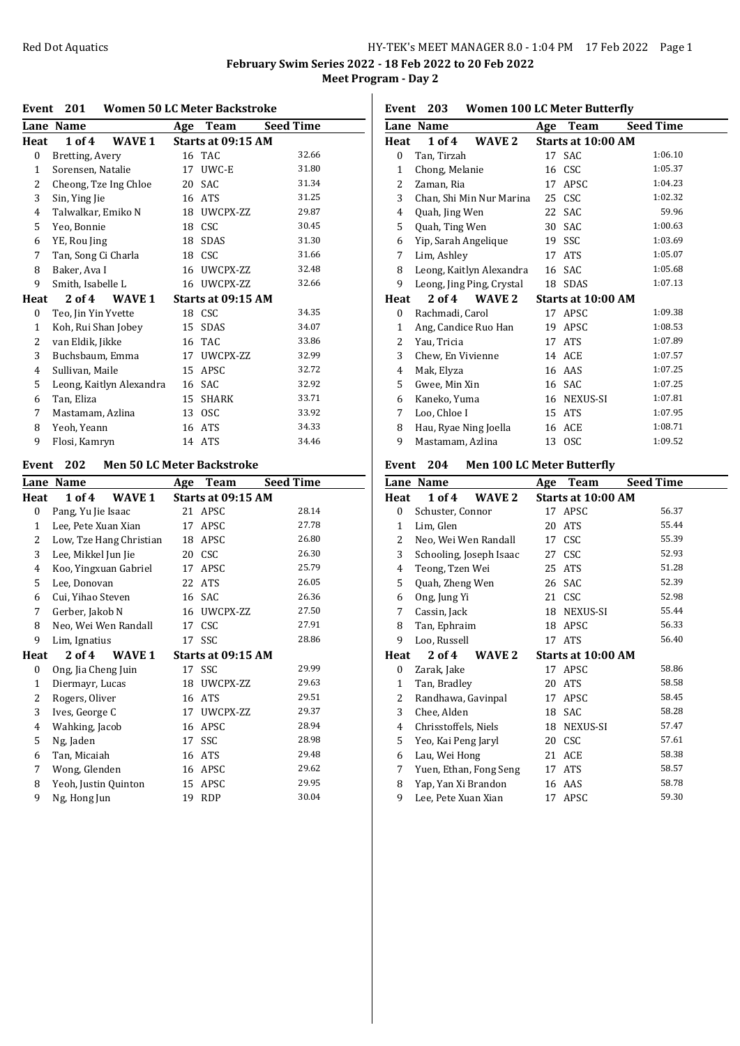# February Swim Series 2022 - 18 Feb 2022 to 20 Feb 2022

## Meet Program - Day 2

### Event 201 Women 50 LC Meter Backstroke

| Lane | Name | Age | Team | Seed Time |
|---|---|---|---|---|
| **Heat 1 of 4 WAVE 1** | | **Starts at 09:15 AM** | | |
| 0 | Bretting, Avery | 16 | TAC | 32.66 |
| 1 | Sorensen, Natalie | 17 | UWC-E | 31.80 |
| 2 | Cheong, Tze Ing Chloe | 20 | SAC | 31.34 |
| 3 | Sin, Ying Jie | 16 | ATS | 31.25 |
| 4 | Talwalkar, Emiko N | 18 | UWCPX-ZZ | 29.87 |
| 5 | Yeo, Bonnie | 18 | CSC | 30.45 |
| 6 | YE, Rou Jing | 18 | SDAS | 31.30 |
| 7 | Tan, Song Ci Charla | 18 | CSC | 31.66 |
| 8 | Baker, Ava I | 16 | UWCPX-ZZ | 32.48 |
| 9 | Smith, Isabelle L | 16 | UWCPX-ZZ | 32.66 |
| **Heat 2 of 4 WAVE 1** | | **Starts at 09:15 AM** | | |
| 0 | Teo, Jin Yin Yvette | 18 | CSC | 34.35 |
| 1 | Koh, Rui Shan Jobey | 15 | SDAS | 34.07 |
| 2 | van Eldik, Jikke | 16 | TAC | 33.86 |
| 3 | Buchsbaum, Emma | 17 | UWCPX-ZZ | 32.99 |
| 4 | Sullivan, Maile | 15 | APSC | 32.72 |
| 5 | Leong, Kaitlyn Alexandra | 16 | SAC | 32.92 |
| 6 | Tan, Eliza | 15 | SHARK | 33.71 |
| 7 | Mastamam, Azlina | 13 | OSC | 33.92 |
| 8 | Yeoh, Yeann | 16 | ATS | 34.33 |
| 9 | Flosi, Kamryn | 14 | ATS | 34.46 |

### Event 202 Men 50 LC Meter Backstroke

| Lane | Name | Age | Team | Seed Time |
|---|---|---|---|---|
| **Heat 1 of 4 WAVE 1** | | **Starts at 09:15 AM** | | |
| 0 | Pang, Yu Jie Isaac | 21 | APSC | 28.14 |
| 1 | Lee, Pete Xuan Xian | 17 | APSC | 27.78 |
| 2 | Low, Tze Hang Christian | 18 | APSC | 26.80 |
| 3 | Lee, Mikkel Jun Jie | 20 | CSC | 26.30 |
| 4 | Koo, Yingxuan Gabriel | 17 | APSC | 25.79 |
| 5 | Lee, Donovan | 22 | ATS | 26.05 |
| 6 | Cui, Yihao Steven | 16 | SAC | 26.36 |
| 7 | Gerber, Jakob N | 16 | UWCPX-ZZ | 27.50 |
| 8 | Neo, Wei Wen Randall | 17 | CSC | 27.91 |
| 9 | Lim, Ignatius | 17 | SSC | 28.86 |
| **Heat 2 of 4 WAVE 1** | | **Starts at 09:15 AM** | | |
| 0 | Ong, Jia Cheng Juin | 17 | SSC | 29.99 |
| 1 | Diermayr, Lucas | 18 | UWCPX-ZZ | 29.63 |
| 2 | Rogers, Oliver | 16 | ATS | 29.51 |
| 3 | Ives, George C | 17 | UWCPX-ZZ | 29.37 |
| 4 | Wahking, Jacob | 16 | APSC | 28.94 |
| 5 | Ng, Jaden | 17 | SSC | 28.98 |
| 6 | Tan, Micaiah | 16 | ATS | 29.48 |
| 7 | Wong, Glenden | 16 | APSC | 29.62 |
| 8 | Yeoh, Justin Quinton | 15 | APSC | 29.95 |
| 9 | Ng, Hong Jun | 19 | RDP | 30.04 |

### Event 203 Women 100 LC Meter Butterfly

| Lane | Name | Age | Team | Seed Time |
|---|---|---|---|---|
| **Heat 1 of 4 WAVE 2** | | **Starts at 10:00 AM** | | |
| 0 | Tan, Tirzah | 17 | SAC | 1:06.10 |
| 1 | Chong, Melanie | 16 | CSC | 1:05.37 |
| 2 | Zaman, Ria | 17 | APSC | 1:04.23 |
| 3 | Chan, Shi Min Nur Marina | 25 | CSC | 1:02.32 |
| 4 | Quah, Jing Wen | 22 | SAC | 59.96 |
| 5 | Quah, Ting Wen | 30 | SAC | 1:00.63 |
| 6 | Yip, Sarah Angelique | 19 | SSC | 1:03.69 |
| 7 | Lim, Ashley | 17 | ATS | 1:05.07 |
| 8 | Leong, Kaitlyn Alexandra | 16 | SAC | 1:05.68 |
| 9 | Leong, Jing Ping, Crystal | 18 | SDAS | 1:07.13 |
| **Heat 2 of 4 WAVE 2** | | **Starts at 10:00 AM** | | |
| 0 | Rachmadi, Carol | 17 | APSC | 1:09.38 |
| 1 | Ang, Candice Ruo Han | 19 | APSC | 1:08.53 |
| 2 | Yau, Tricia | 17 | ATS | 1:07.89 |
| 3 | Chew, En Vivienne | 14 | ACE | 1:07.57 |
| 4 | Mak, Elyza | 16 | AAS | 1:07.25 |
| 5 | Gwee, Min Xin | 16 | SAC | 1:07.25 |
| 6 | Kaneko, Yuma | 16 | NEXUS-SI | 1:07.81 |
| 7 | Loo, Chloe I | 15 | ATS | 1:07.95 |
| 8 | Hau, Ryae Ning Joella | 16 | ACE | 1:08.71 |
| 9 | Mastamam, Azlina | 13 | OSC | 1:09.52 |

### Event 204 Men 100 LC Meter Butterfly

| Lane | Name | Age | Team | Seed Time |
|---|---|---|---|---|
| **Heat 1 of 4 WAVE 2** | | **Starts at 10:00 AM** | | |
| 0 | Schuster, Connor | 17 | APSC | 56.37 |
| 1 | Lim, Glen | 20 | ATS | 55.44 |
| 2 | Neo, Wei Wen Randall | 17 | CSC | 55.39 |
| 3 | Schooling, Joseph Isaac | 27 | CSC | 52.93 |
| 4 | Teong, Tzen Wei | 25 | ATS | 51.28 |
| 5 | Quah, Zheng Wen | 26 | SAC | 52.39 |
| 6 | Ong, Jung Yi | 21 | CSC | 52.98 |
| 7 | Cassin, Jack | 18 | NEXUS-SI | 55.44 |
| 8 | Tan, Ephraim | 18 | APSC | 56.33 |
| 9 | Loo, Russell | 17 | ATS | 56.40 |
| **Heat 2 of 4 WAVE 2** | | **Starts at 10:00 AM** | | |
| 0 | Zarak, Jake | 17 | APSC | 58.86 |
| 1 | Tan, Bradley | 20 | ATS | 58.58 |
| 2 | Randhawa, Gavinpal | 17 | APSC | 58.45 |
| 3 | Chee, Alden | 18 | SAC | 58.28 |
| 4 | Chrisstoffels, Niels | 18 | NEXUS-SI | 57.47 |
| 5 | Yeo, Kai Peng Jaryl | 20 | CSC | 57.61 |
| 6 | Lau, Wei Hong | 21 | ACE | 58.38 |
| 7 | Yuen, Ethan, Fong Seng | 17 | ATS | 58.57 |
| 8 | Yap, Yan Xi Brandon | 16 | AAS | 58.78 |
| 9 | Lee, Pete Xuan Xian | 17 | APSC | 59.30 |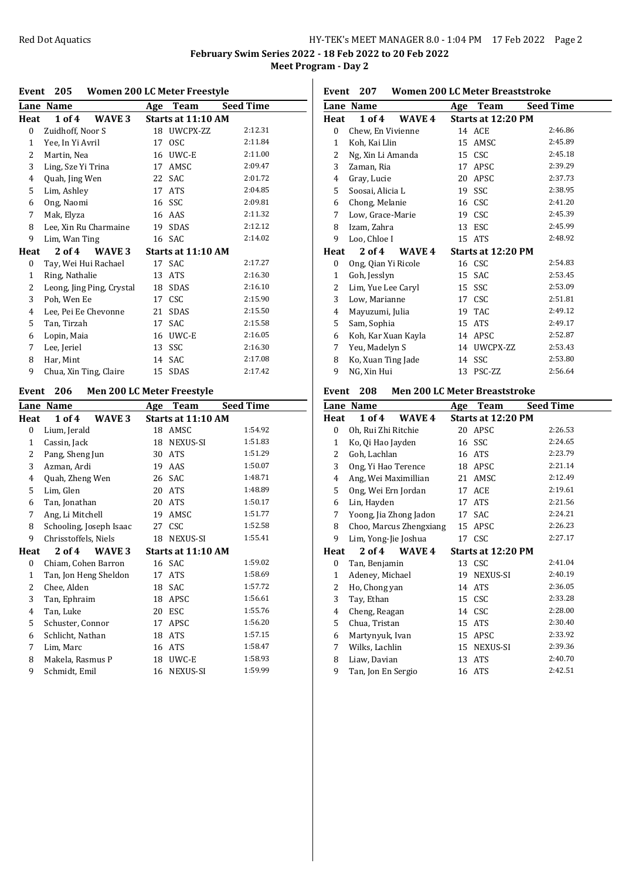**February Swim Series 2022 - 18 Feb 2022 to 20 Feb 2022**

**Meet Program - Day 2**

## Event 205 Women 200 LC Meter Freestyle

| Lane | Name | Age | Team | Seed Time |
|---|---|---|---|---|
| **Heat** | **1 of 4 WAVE 3** | | **Starts at 11:10 AM** | |
| 0 | Zuidhoff, Noor S | 18 | UWCPX-ZZ | 2:12.31 |
| 1 | Yee, In Yi Avril | 17 | OSC | 2:11.84 |
| 2 | Martin, Nea | 16 | UWC-E | 2:11.00 |
| 3 | Ling, Sze Yi Trina | 17 | AMSC | 2:09.47 |
| 4 | Quah, Jing Wen | 22 | SAC | 2:01.72 |
| 5 | Lim, Ashley | 17 | ATS | 2:04.85 |
| 6 | Ong, Naomi | 16 | SSC | 2:09.81 |
| 7 | Mak, Elyza | 16 | AAS | 2:11.32 |
| 8 | Lee, Xin Ru Charmaine | 19 | SDAS | 2:12.12 |
| 9 | Lim, Wan Ting | 16 | SAC | 2:14.02 |
| **Heat** | **2 of 4 WAVE 3** | | **Starts at 11:10 AM** | |
| 0 | Tay, Wei Hui Rachael | 17 | SAC | 2:17.27 |
| 1 | Ring, Nathalie | 13 | ATS | 2:16.30 |
| 2 | Leong, Jing Ping, Crystal | 18 | SDAS | 2:16.10 |
| 3 | Poh, Wen Ee | 17 | CSC | 2:15.90 |
| 4 | Lee, Pei Ee Chevonne | 21 | SDAS | 2:15.50 |
| 5 | Tan, Tirzah | 17 | SAC | 2:15.58 |
| 6 | Lopin, Maia | 16 | UWC-E | 2:16.05 |
| 7 | Lee, Jeriel | 13 | SSC | 2:16.30 |
| 8 | Har, Mint | 14 | SAC | 2:17.08 |
| 9 | Chua, Xin Ting, Claire | 15 | SDAS | 2:17.42 |

## Event 206 Men 200 LC Meter Freestyle

| Lane | Name | Age | Team | Seed Time |
|---|---|---|---|---|
| **Heat** | **1 of 4 WAVE 3** | | **Starts at 11:10 AM** | |
| 0 | Lium, Jerald | 18 | AMSC | 1:54.92 |
| 1 | Cassin, Jack | 18 | NEXUS-SI | 1:51.83 |
| 2 | Pang, Sheng Jun | 30 | ATS | 1:51.29 |
| 3 | Azman, Ardi | 19 | AAS | 1:50.07 |
| 4 | Quah, Zheng Wen | 26 | SAC | 1:48.71 |
| 5 | Lim, Glen | 20 | ATS | 1:48.89 |
| 6 | Tan, Jonathan | 20 | ATS | 1:50.17 |
| 7 | Ang, Li Mitchell | 19 | AMSC | 1:51.77 |
| 8 | Schooling, Joseph Isaac | 27 | CSC | 1:52.58 |
| 9 | Chrisstoffels, Niels | 18 | NEXUS-SI | 1:55.41 |
| **Heat** | **2 of 4 WAVE 3** | | **Starts at 11:10 AM** | |
| 0 | Chiam, Cohen Barron | 16 | SAC | 1:59.02 |
| 1 | Tan, Jon Heng Sheldon | 17 | ATS | 1:58.69 |
| 2 | Chee, Alden | 18 | SAC | 1:57.72 |
| 3 | Tan, Ephraim | 18 | APSC | 1:56.61 |
| 4 | Tan, Luke | 20 | ESC | 1:55.76 |
| 5 | Schuster, Connor | 17 | APSC | 1:56.20 |
| 6 | Schlicht, Nathan | 18 | ATS | 1:57.15 |
| 7 | Lim, Marc | 16 | ATS | 1:58.47 |
| 8 | Makela, Rasmus P | 18 | UWC-E | 1:58.93 |
| 9 | Schmidt, Emil | 16 | NEXUS-SI | 1:59.99 |

## Event 207 Women 200 LC Meter Breaststroke

| Lane | Name | Age | Team | Seed Time |
|---|---|---|---|---|
| **Heat** | **1 of 4 WAVE 4** | | **Starts at 12:20 PM** | |
| 0 | Chew, En Vivienne | 14 | ACE | 2:46.86 |
| 1 | Koh, Kai Llin | 15 | AMSC | 2:45.89 |
| 2 | Ng, Xin Li Amanda | 15 | CSC | 2:45.18 |
| 3 | Zaman, Ria | 17 | APSC | 2:39.29 |
| 4 | Gray, Lucie | 20 | APSC | 2:37.73 |
| 5 | Soosai, Alicia L | 19 | SSC | 2:38.95 |
| 6 | Chong, Melanie | 16 | CSC | 2:41.20 |
| 7 | Low, Grace-Marie | 19 | CSC | 2:45.39 |
| 8 | Izam, Zahra | 13 | ESC | 2:45.99 |
| 9 | Loo, Chloe I | 15 | ATS | 2:48.92 |
| **Heat** | **2 of 4 WAVE 4** | | **Starts at 12:20 PM** | |
| 0 | Ong, Qian Yi Ricole | 16 | CSC | 2:54.83 |
| 1 | Goh, Jesslyn | 15 | SAC | 2:53.45 |
| 2 | Lim, Yue Lee Caryl | 15 | SSC | 2:53.09 |
| 3 | Low, Marianne | 17 | CSC | 2:51.81 |
| 4 | Mayuzumi, Julia | 19 | TAC | 2:49.12 |
| 5 | Sam, Sophia | 15 | ATS | 2:49.17 |
| 6 | Koh, Kar Xuan Kayla | 14 | APSC | 2:52.87 |
| 7 | Yeu, Madelyn S | 14 | UWCPX-ZZ | 2:53.43 |
| 8 | Ko, Xuan Ting Jade | 14 | SSC | 2:53.80 |
| 9 | NG, Xin Hui | 13 | PSC-ZZ | 2:56.64 |

## Event 208 Men 200 LC Meter Breaststroke

| Lane | Name | Age | Team | Seed Time |
|---|---|---|---|---|
| **Heat** | **1 of 4 WAVE 4** | | **Starts at 12:20 PM** | |
| 0 | Oh, Rui Zhi Ritchie | 20 | APSC | 2:26.53 |
| 1 | Ko, Qi Hao Jayden | 16 | SSC | 2:24.65 |
| 2 | Goh, Lachlan | 16 | ATS | 2:23.79 |
| 3 | Ong, Yi Hao Terence | 18 | APSC | 2:21.14 |
| 4 | Ang, Wei Maximillian | 21 | AMSC | 2:12.49 |
| 5 | Ong, Wei Ern Jordan | 17 | ACE | 2:19.61 |
| 6 | Lin, Hayden | 17 | ATS | 2:21.56 |
| 7 | Yoong, Jia Zhong Jadon | 17 | SAC | 2:24.21 |
| 8 | Choo, Marcus Zhengxiang | 15 | APSC | 2:26.23 |
| 9 | Lim, Yong-Jie Joshua | 17 | CSC | 2:27.17 |
| **Heat** | **2 of 4 WAVE 4** | | **Starts at 12:20 PM** | |
| 0 | Tan, Benjamin | 13 | CSC | 2:41.04 |
| 1 | Adeney, Michael | 19 | NEXUS-SI | 2:40.19 |
| 2 | Ho, Chong yan | 14 | ATS | 2:36.05 |
| 3 | Tay, Ethan | 15 | CSC | 2:33.28 |
| 4 | Cheng, Reagan | 14 | CSC | 2:28.00 |
| 5 | Chua, Tristan | 15 | ATS | 2:30.40 |
| 6 | Martynyuk, Ivan | 15 | APSC | 2:33.92 |
| 7 | Wilks, Lachlin | 15 | NEXUS-SI | 2:39.36 |
| 8 | Liaw, Davian | 13 | ATS | 2:40.70 |
| 9 | Tan, Jon En Sergio | 16 | ATS | 2:42.51 |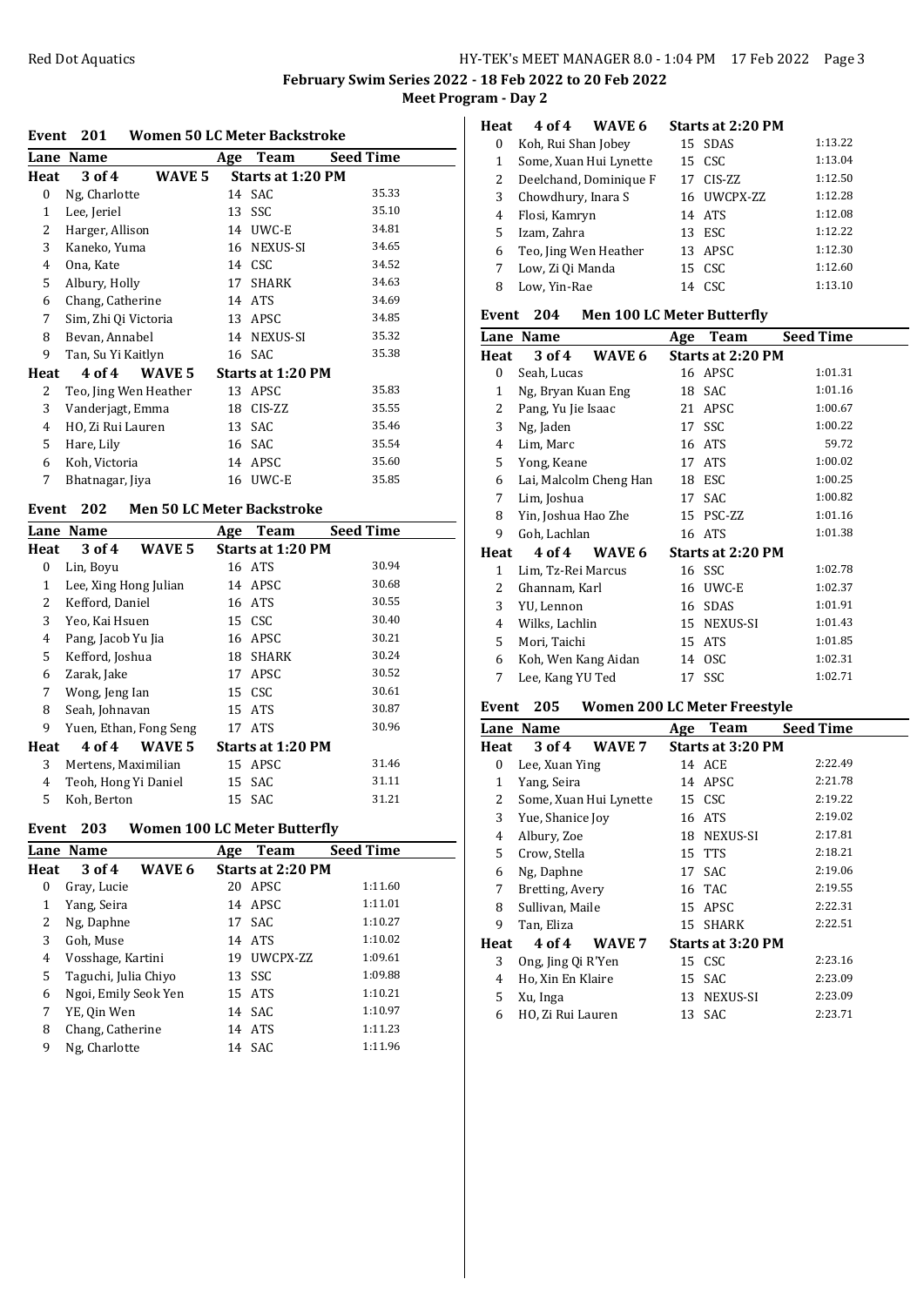## February Swim Series 2022 - 18 Feb 2022 to 20 Feb 2022

### Meet Program - Day 2

#### Event 201 Women 50 LC Meter Backstroke

| Lane | Name | Age | Team | Seed Time |
|---|---|---|---|---|
| **Heat 3 of 4 WAVE 5** | | **Starts at 1:20 PM** | | |
| 0 | Ng, Charlotte | 14 | SAC | 35.33 |
| 1 | Lee, Jeriel | 13 | SSC | 35.10 |
| 2 | Harger, Allison | 14 | UWC-E | 34.81 |
| 3 | Kaneko, Yuma | 16 | NEXUS-SI | 34.65 |
| 4 | Ona, Kate | 14 | CSC | 34.52 |
| 5 | Albury, Holly | 17 | SHARK | 34.63 |
| 6 | Chang, Catherine | 14 | ATS | 34.69 |
| 7 | Sim, Zhi Qi Victoria | 13 | APSC | 34.85 |
| 8 | Bevan, Annabel | 14 | NEXUS-SI | 35.32 |
| 9 | Tan, Su Yi Kaitlyn | 16 | SAC | 35.38 |
| **Heat 4 of 4 WAVE 5** | | **Starts at 1:20 PM** | | |
| 2 | Teo, Jing Wen Heather | 13 | APSC | 35.83 |
| 3 | Vanderjagt, Emma | 18 | CIS-ZZ | 35.55 |
| 4 | HO, Zi Rui Lauren | 13 | SAC | 35.46 |
| 5 | Hare, Lily | 16 | SAC | 35.54 |
| 6 | Koh, Victoria | 14 | APSC | 35.60 |
| 7 | Bhatnagar, Jiya | 16 | UWC-E | 35.85 |

#### Event 202 Men 50 LC Meter Backstroke

| Lane | Name | Age | Team | Seed Time |
|---|---|---|---|---|
| **Heat 3 of 4 WAVE 5** | | **Starts at 1:20 PM** | | |
| 0 | Lin, Boyu | 16 | ATS | 30.94 |
| 1 | Lee, Xing Hong Julian | 14 | APSC | 30.68 |
| 2 | Kefford, Daniel | 16 | ATS | 30.55 |
| 3 | Yeo, Kai Hsuen | 15 | CSC | 30.40 |
| 4 | Pang, Jacob Yu Jia | 16 | APSC | 30.21 |
| 5 | Kefford, Joshua | 18 | SHARK | 30.24 |
| 6 | Zarak, Jake | 17 | APSC | 30.52 |
| 7 | Wong, Jeng Ian | 15 | CSC | 30.61 |
| 8 | Seah, Johnavan | 15 | ATS | 30.87 |
| 9 | Yuen, Ethan, Fong Seng | 17 | ATS | 30.96 |
| **Heat 4 of 4 WAVE 5** | | **Starts at 1:20 PM** | | |
| 3 | Mertens, Maximilian | 15 | APSC | 31.46 |
| 4 | Teoh, Hong Yi Daniel | 15 | SAC | 31.11 |
| 5 | Koh, Berton | 15 | SAC | 31.21 |

#### Event 203 Women 100 LC Meter Butterfly

| Lane | Name | Age | Team | Seed Time |
|---|---|---|---|---|
| **Heat 3 of 4 WAVE 6** | | **Starts at 2:20 PM** | | |
| 0 | Gray, Lucie | 20 | APSC | 1:11.60 |
| 1 | Yang, Seira | 14 | APSC | 1:11.01 |
| 2 | Ng, Daphne | 17 | SAC | 1:10.27 |
| 3 | Goh, Muse | 14 | ATS | 1:10.02 |
| 4 | Vosshage, Kartini | 19 | UWCPX-ZZ | 1:09.61 |
| 5 | Taguchi, Julia Chiyo | 13 | SSC | 1:09.88 |
| 6 | Ngoi, Emily Seok Yen | 15 | ATS | 1:10.21 |
| 7 | YE, Qin Wen | 14 | SAC | 1:10.97 |
| 8 | Chang, Catherine | 14 | ATS | 1:11.23 |
| 9 | Ng, Charlotte | 14 | SAC | 1:11.96 |
| **Heat 4 of 4 WAVE 6** | | **Starts at 2:20 PM** | | |
| 0 | Koh, Rui Shan Jobey | 15 | SDAS | 1:13.22 |
| 1 | Some, Xuan Hui Lynette | 15 | CSC | 1:13.04 |
| 2 | Deelchand, Dominique F | 17 | CIS-ZZ | 1:12.50 |
| 3 | Chowdhury, Inara S | 16 | UWCPX-ZZ | 1:12.28 |
| 4 | Flosi, Kamryn | 14 | ATS | 1:12.08 |
| 5 | Izam, Zahra | 13 | ESC | 1:12.22 |
| 6 | Teo, Jing Wen Heather | 13 | APSC | 1:12.30 |
| 7 | Low, Zi Qi Manda | 15 | CSC | 1:12.60 |
| 8 | Low, Yin-Rae | 14 | CSC | 1:13.10 |

#### Event 204 Men 100 LC Meter Butterfly

| Lane | Name | Age | Team | Seed Time |
|---|---|---|---|---|
| **Heat 3 of 4 WAVE 6** | | **Starts at 2:20 PM** | | |
| 0 | Seah, Lucas | 16 | APSC | 1:01.31 |
| 1 | Ng, Bryan Kuan Eng | 18 | SAC | 1:01.16 |
| 2 | Pang, Yu Jie Isaac | 21 | APSC | 1:00.67 |
| 3 | Ng, Jaden | 17 | SSC | 1:00.22 |
| 4 | Lim, Marc | 16 | ATS | 59.72 |
| 5 | Yong, Keane | 17 | ATS | 1:00.02 |
| 6 | Lai, Malcolm Cheng Han | 18 | ESC | 1:00.25 |
| 7 | Lim, Joshua | 17 | SAC | 1:00.82 |
| 8 | Yin, Joshua Hao Zhe | 15 | PSC-ZZ | 1:01.16 |
| 9 | Goh, Lachlan | 16 | ATS | 1:01.38 |
| **Heat 4 of 4 WAVE 6** | | **Starts at 2:20 PM** | | |
| 1 | Lim, Tz-Rei Marcus | 16 | SSC | 1:02.78 |
| 2 | Ghannam, Karl | 16 | UWC-E | 1:02.37 |
| 3 | YU, Lennon | 16 | SDAS | 1:01.91 |
| 4 | Wilks, Lachlin | 15 | NEXUS-SI | 1:01.43 |
| 5 | Mori, Taichi | 15 | ATS | 1:01.85 |
| 6 | Koh, Wen Kang Aidan | 14 | OSC | 1:02.31 |
| 7 | Lee, Kang YU Ted | 17 | SSC | 1:02.71 |

#### Event 205 Women 200 LC Meter Freestyle

| Lane | Name | Age | Team | Seed Time |
|---|---|---|---|---|
| **Heat 3 of 4 WAVE 7** | | **Starts at 3:20 PM** | | |
| 0 | Lee, Xuan Ying | 14 | ACE | 2:22.49 |
| 1 | Yang, Seira | 14 | APSC | 2:21.78 |
| 2 | Some, Xuan Hui Lynette | 15 | CSC | 2:19.22 |
| 3 | Yue, Shanice Joy | 16 | ATS | 2:19.02 |
| 4 | Albury, Zoe | 18 | NEXUS-SI | 2:17.81 |
| 5 | Crow, Stella | 15 | TTS | 2:18.21 |
| 6 | Ng, Daphne | 17 | SAC | 2:19.06 |
| 7 | Bretting, Avery | 16 | TAC | 2:19.55 |
| 8 | Sullivan, Maile | 15 | APSC | 2:22.31 |
| 9 | Tan, Eliza | 15 | SHARK | 2:22.51 |
| **Heat 4 of 4 WAVE 7** | | **Starts at 3:20 PM** | | |
| 3 | Ong, Jing Qi R'Yen | 15 | CSC | 2:23.16 |
| 4 | Ho, Xin En Klaire | 15 | SAC | 2:23.09 |
| 5 | Xu, Inga | 13 | NEXUS-SI | 2:23.09 |
| 6 | HO, Zi Rui Lauren | 13 | SAC | 2:23.71 |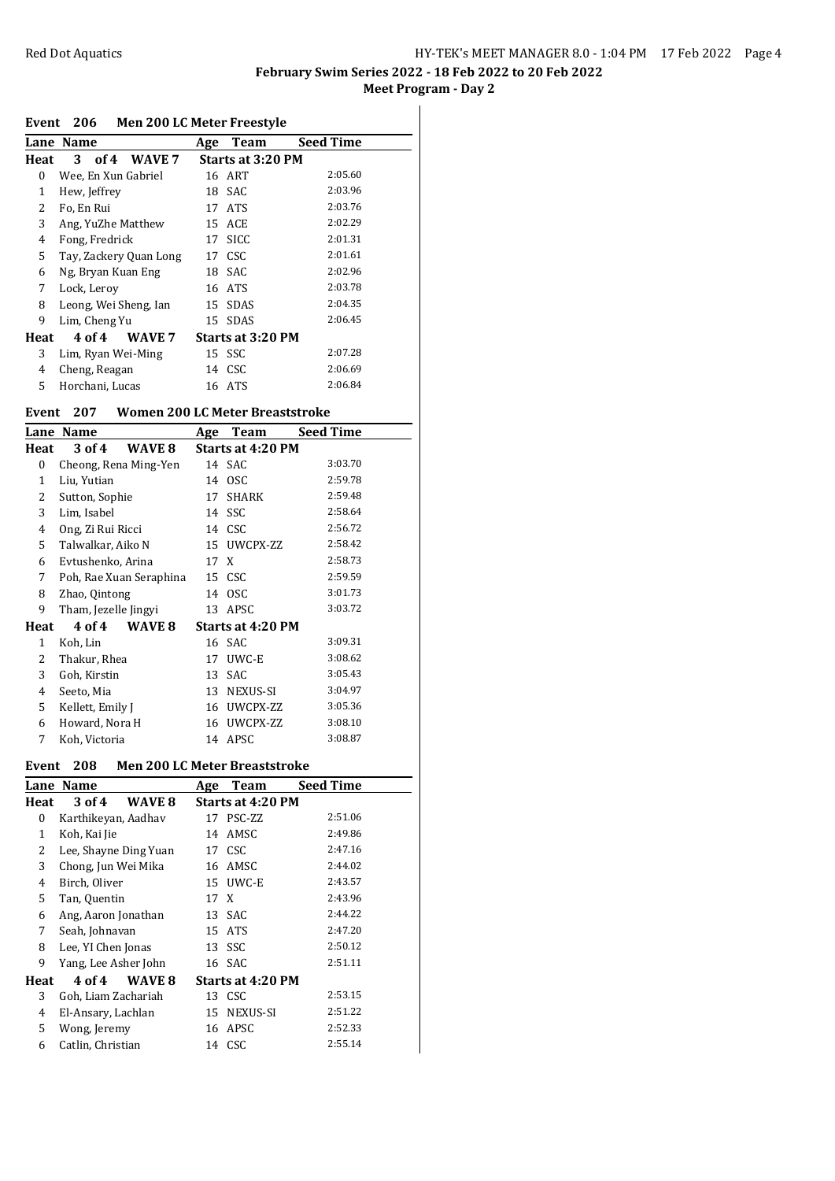## February Swim Series 2022 - 18 Feb 2022 to 20 Feb 2022

### Meet Program - Day 2

**Event 206 Men 200 LC Meter Freestyle**

| Lane | Name | Age | Team | Seed Time |
|---|---|---|---|---|
| **Heat 3 of 4 WAVE 7** | | | **Starts at 3:20 PM** | |
| 0 | Wee, En Xun Gabriel | 16 | ART | 2:05.60 |
| 1 | Hew, Jeffrey | 18 | SAC | 2:03.96 |
| 2 | Fo, En Rui | 17 | ATS | 2:03.76 |
| 3 | Ang, YuZhe Matthew | 15 | ACE | 2:02.29 |
| 4 | Fong, Fredrick | 17 | SICC | 2:01.31 |
| 5 | Tay, Zackery Quan Long | 17 | CSC | 2:01.61 |
| 6 | Ng, Bryan Kuan Eng | 18 | SAC | 2:02.96 |
| 7 | Lock, Leroy | 16 | ATS | 2:03.78 |
| 8 | Leong, Wei Sheng, Ian | 15 | SDAS | 2:04.35 |
| 9 | Lim, Cheng Yu | 15 | SDAS | 2:06.45 |
| **Heat 4 of 4 WAVE 7** | | | **Starts at 3:20 PM** | |
| 3 | Lim, Ryan Wei-Ming | 15 | SSC | 2:07.28 |
| 4 | Cheng, Reagan | 14 | CSC | 2:06.69 |
| 5 | Horchani, Lucas | 16 | ATS | 2:06.84 |

**Event 207 Women 200 LC Meter Breaststroke**

| Lane | Name | Age | Team | Seed Time |
|---|---|---|---|---|
| **Heat 3 of 4 WAVE 8** | | | **Starts at 4:20 PM** | |
| 0 | Cheong, Rena Ming-Yen | 14 | SAC | 3:03.70 |
| 1 | Liu, Yutian | 14 | OSC | 2:59.78 |
| 2 | Sutton, Sophie | 17 | SHARK | 2:59.48 |
| 3 | Lim, Isabel | 14 | SSC | 2:58.64 |
| 4 | Ong, Zi Rui Ricci | 14 | CSC | 2:56.72 |
| 5 | Talwalkar, Aiko N | 15 | UWCPX-ZZ | 2:58.42 |
| 6 | Evtushenko, Arina | 17 | X | 2:58.73 |
| 7 | Poh, Rae Xuan Seraphina | 15 | CSC | 2:59.59 |
| 8 | Zhao, Qintong | 14 | OSC | 3:01.73 |
| 9 | Tham, Jezelle Jingyi | 13 | APSC | 3:03.72 |
| **Heat 4 of 4 WAVE 8** | | | **Starts at 4:20 PM** | |
| 1 | Koh, Lin | 16 | SAC | 3:09.31 |
| 2 | Thakur, Rhea | 17 | UWC-E | 3:08.62 |
| 3 | Goh, Kirstin | 13 | SAC | 3:05.43 |
| 4 | Seeto, Mia | 13 | NEXUS-SI | 3:04.97 |
| 5 | Kellett, Emily J | 16 | UWCPX-ZZ | 3:05.36 |
| 6 | Howard, Nora H | 16 | UWCPX-ZZ | 3:08.10 |
| 7 | Koh, Victoria | 14 | APSC | 3:08.87 |

**Event 208 Men 200 LC Meter Breaststroke**

| Lane | Name | Age | Team | Seed Time |
|---|---|---|---|---|
| **Heat 3 of 4 WAVE 8** | | | **Starts at 4:20 PM** | |
| 0 | Karthikeyan, Aadhav | 17 | PSC-ZZ | 2:51.06 |
| 1 | Koh, Kai Jie | 14 | AMSC | 2:49.86 |
| 2 | Lee, Shayne Ding Yuan | 17 | CSC | 2:47.16 |
| 3 | Chong, Jun Wei Mika | 16 | AMSC | 2:44.02 |
| 4 | Birch, Oliver | 15 | UWC-E | 2:43.57 |
| 5 | Tan, Quentin | 17 | X | 2:43.96 |
| 6 | Ang, Aaron Jonathan | 13 | SAC | 2:44.22 |
| 7 | Seah, Johnavan | 15 | ATS | 2:47.20 |
| 8 | Lee, YI Chen Jonas | 13 | SSC | 2:50.12 |
| 9 | Yang, Lee Asher John | 16 | SAC | 2:51.11 |
| **Heat 4 of 4 WAVE 8** | | | **Starts at 4:20 PM** | |
| 3 | Goh, Liam Zachariah | 13 | CSC | 2:53.15 |
| 4 | El-Ansary, Lachlan | 15 | NEXUS-SI | 2:51.22 |
| 5 | Wong, Jeremy | 16 | APSC | 2:52.33 |
| 6 | Catlin, Christian | 14 | CSC | 2:55.14 |